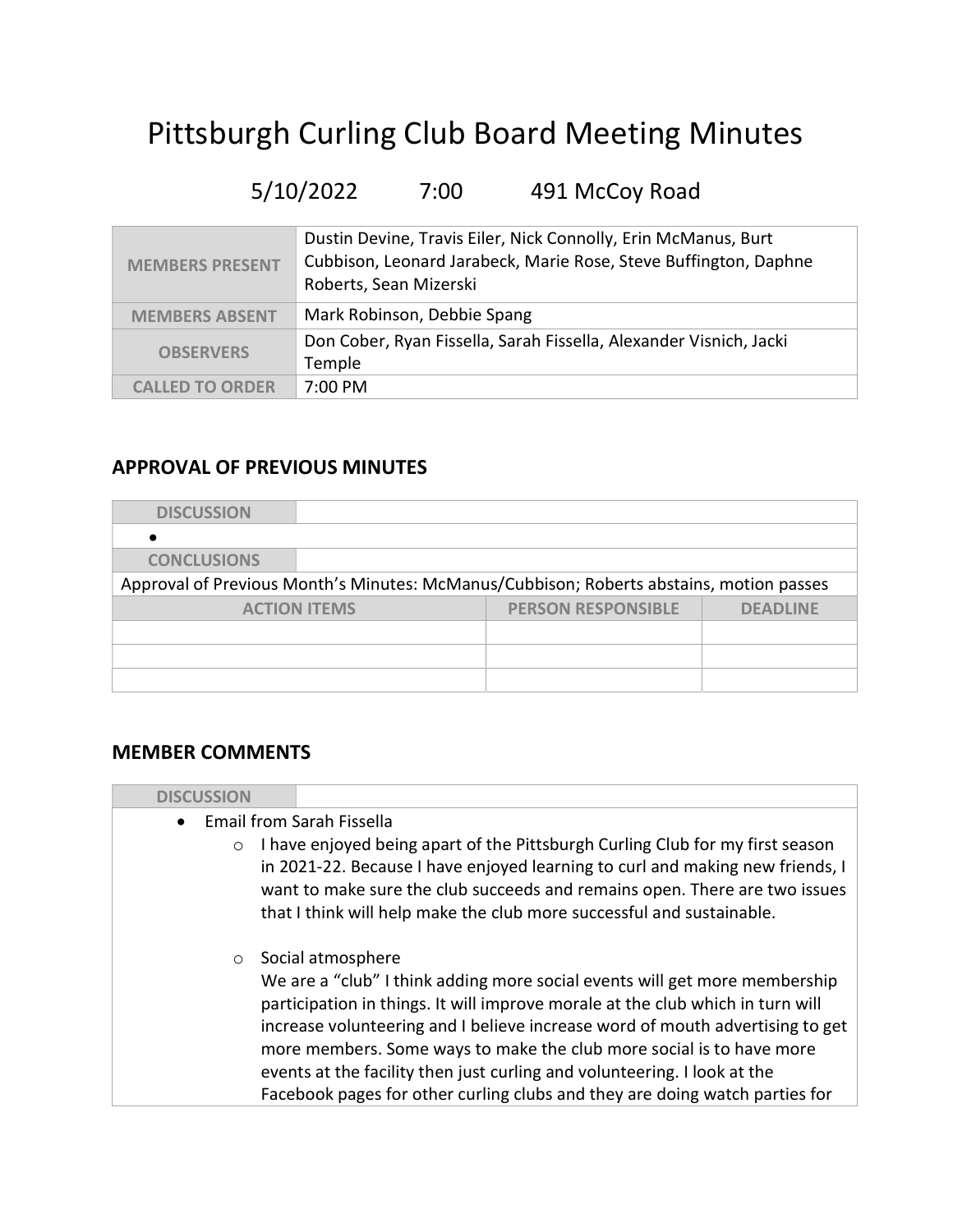# Pittsburgh Curling Club Board Meeting Minutes

5/10/2022 7:00 491 McCoy Road

| | |
|---|---|
| **MEMBERS PRESENT** | Dustin Devine, Travis Eiler, Nick Connolly, Erin McManus, Burt Cubbison, Leonard Jarabeck, Marie Rose, Steve Buffington, Daphne Roberts, Sean Mizerski |
| **MEMBERS ABSENT** | Mark Robinson, Debbie Spang |
| **OBSERVERS** | Don Cober, Ryan Fissella, Sarah Fissella, Alexander Visnich, Jacki Temple |
| **CALLED TO ORDER** | 7:00 PM |

## APPROVAL OF PREVIOUS MINUTES

**DISCUSSION**

-

**CONCLUSIONS**

Approval of Previous Month's Minutes: McManus/Cubbison; Roberts abstains, motion passes

| ACTION ITEMS | PERSON RESPONSIBLE | DEADLINE |
|---|---|---|
| | | |
| | | |
| | | |

## MEMBER COMMENTS

**DISCUSSION**

- Email from Sarah Fissella
  - I have enjoyed being apart of the Pittsburgh Curling Club for my first season in 2021-22. Because I have enjoyed learning to curl and making new friends, I want to make sure the club succeeds and remains open. There are two issues that I think will help make the club more successful and sustainable.
  - Social atmosphere
    We are a "club" I think adding more social events will get more membership participation in things. It will improve morale at the club which in turn will increase volunteering and I believe increase word of mouth advertising to get more members. Some ways to make the club more social is to have more events at the facility then just curling and volunteering. I look at the Facebook pages for other curling clubs and they are doing watch parties for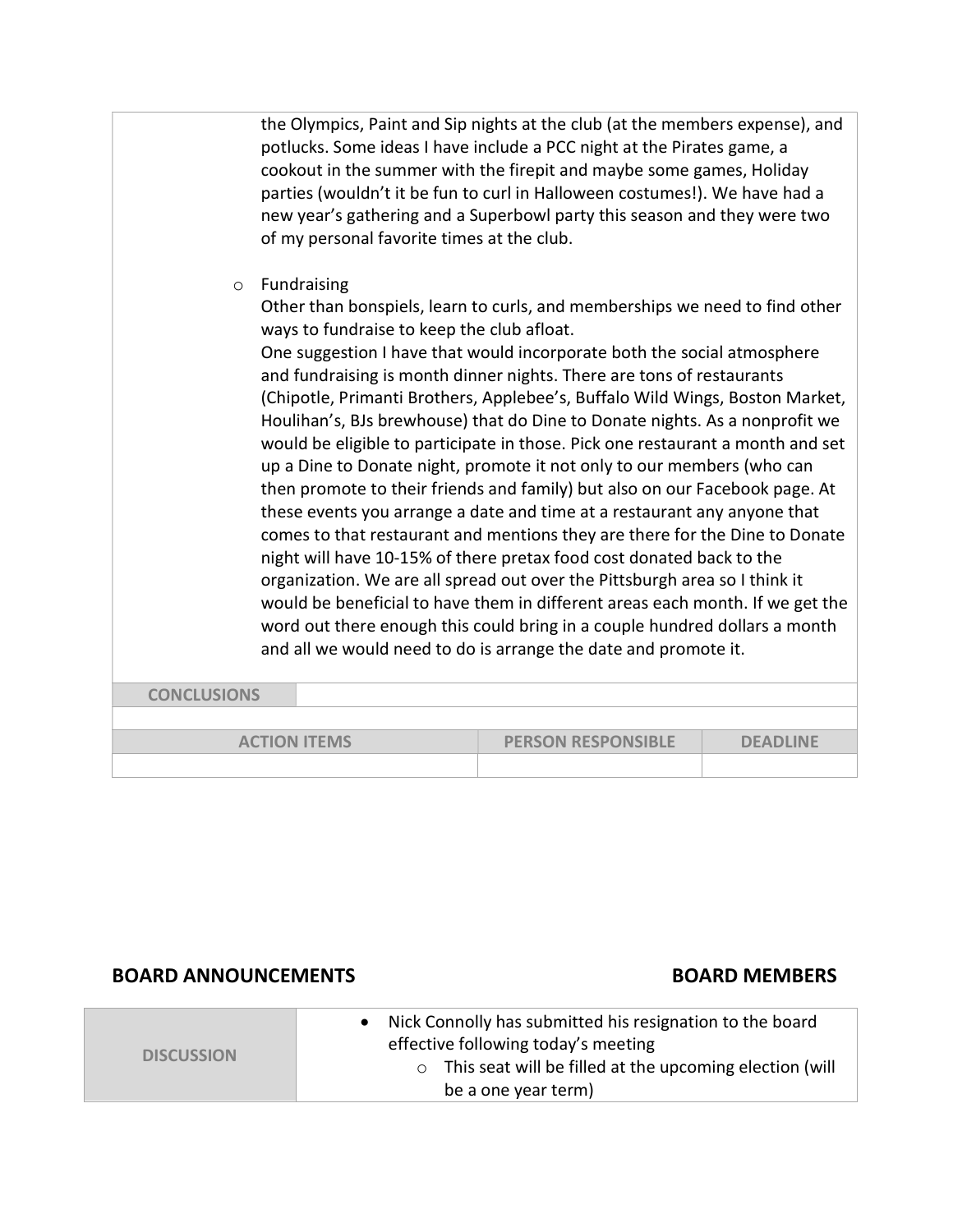the Olympics, Paint and Sip nights at the club (at the members expense), and potlucks. Some ideas I have include a PCC night at the Pirates game, a cookout in the summer with the firepit and maybe some games, Holiday parties (wouldn't it be fun to curl in Halloween costumes!). We have had a new year's gathering and a Superbowl party this season and they were two of my personal favorite times at the club.

- Fundraising

  Other than bonspiels, learn to curls, and memberships we need to find other ways to fundraise to keep the club afloat.

  One suggestion I have that would incorporate both the social atmosphere and fundraising is month dinner nights. There are tons of restaurants (Chipotle, Primanti Brothers, Applebee's, Buffalo Wild Wings, Boston Market, Houlihan's, BJs brewhouse) that do Dine to Donate nights. As a nonprofit we would be eligible to participate in those. Pick one restaurant a month and set up a Dine to Donate night, promote it not only to our members (who can then promote to their friends and family) but also on our Facebook page. At these events you arrange a date and time at a restaurant any anyone that comes to that restaurant and mentions they are there for the Dine to Donate night will have 10-15% of there pretax food cost donated back to the organization. We are all spread out over the Pittsburgh area so I think it would be beneficial to have them in different areas each month. If we get the word out there enough this could bring in a couple hundred dollars a month and all we would need to do is arrange the date and promote it.

| CONCLUSIONS | | |
|---|---|---|
| | | |
| **ACTION ITEMS** | **PERSON RESPONSIBLE** | **DEADLINE** |
| | | |

## BOARD ANNOUNCEMENTS — BOARD MEMBERS

| DISCUSSION | |
|---|---|
| | • Nick Connolly has submitted his resignation to the board effective following today's meeting<br>  ○ This seat will be filled at the upcoming election (will be a one year term) |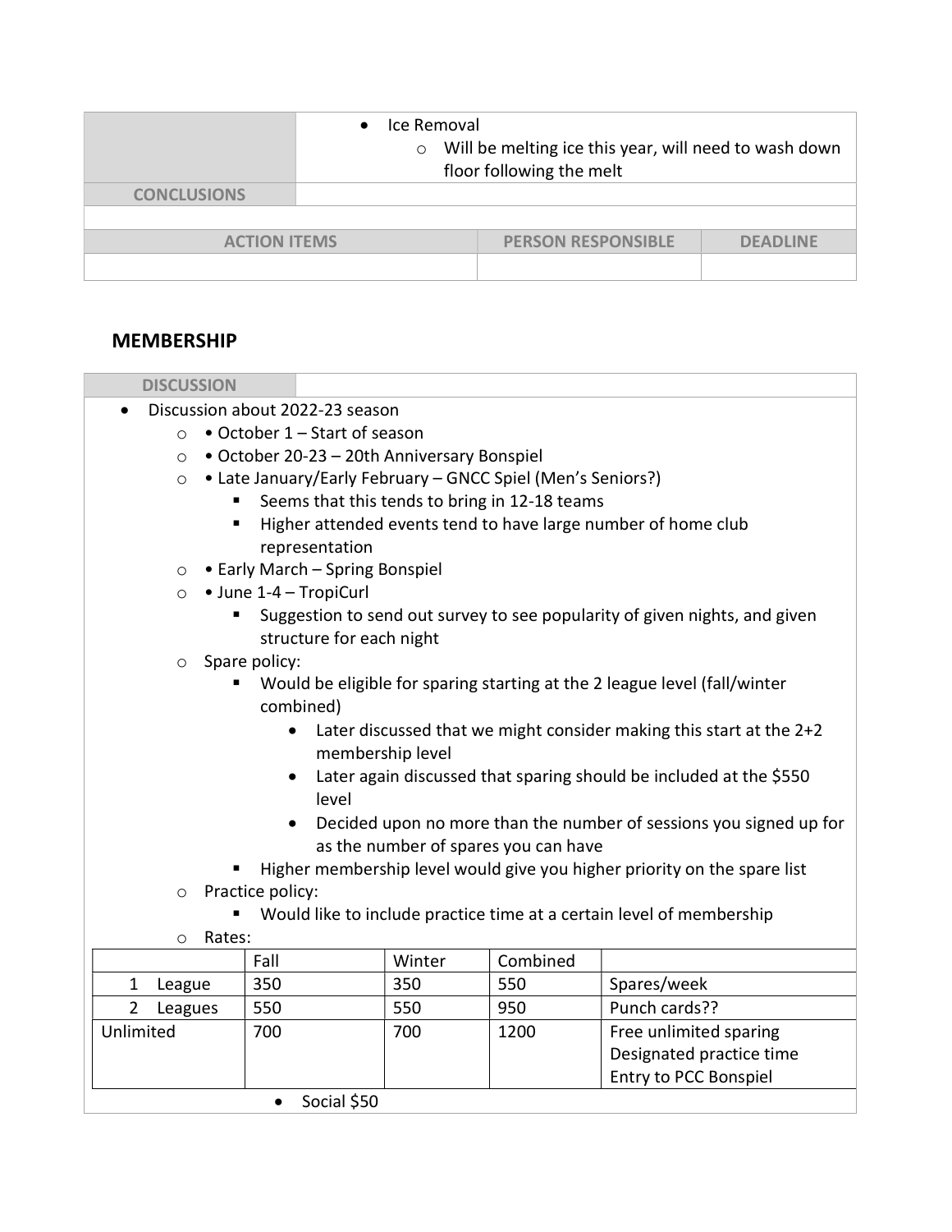| | |
|---|---|
| | - Ice Removal<br>  - Will be melting ice this year, will need to wash down floor following the melt |
| **CONCLUSIONS** | |

| ACTION ITEMS | PERSON RESPONSIBLE | DEADLINE |
|---|---|---|
| | | |

## MEMBERSHIP

**DISCUSSION**

- Discussion about 2022-23 season
  - • October 1 – Start of season
  - • October 20-23 – 20th Anniversary Bonspiel
  - • Late January/Early February – GNCC Spiel (Men's Seniors?)
    - Seems that this tends to bring in 12-18 teams
    - Higher attended events tend to have large number of home club representation
  - • Early March – Spring Bonspiel
  - • June 1-4 – TropiCurl
    - Suggestion to send out survey to see popularity of given nights, and given structure for each night
  - Spare policy:
    - Would be eligible for sparing starting at the 2 league level (fall/winter combined)
      - Later discussed that we might consider making this start at the 2+2 membership level
      - Later again discussed that sparing should be included at the $550 level
      - Decided upon no more than the number of sessions you signed up for as the number of spares you can have
    - Higher membership level would give you higher priority on the spare list
  - Practice policy:
    - Would like to include practice time at a certain level of membership
  - Rates:

| | Fall | Winter | Combined | |
|---|---|---|---|---|
| 1 League | 350 | 350 | 550 | Spares/week |
| 2 Leagues | 550 | 550 | 950 | Punch cards?? |
| Unlimited | 700 | 700 | 1200 | Free unlimited sparing<br>Designated practice time<br>Entry to PCC Bonspiel |

- Social $50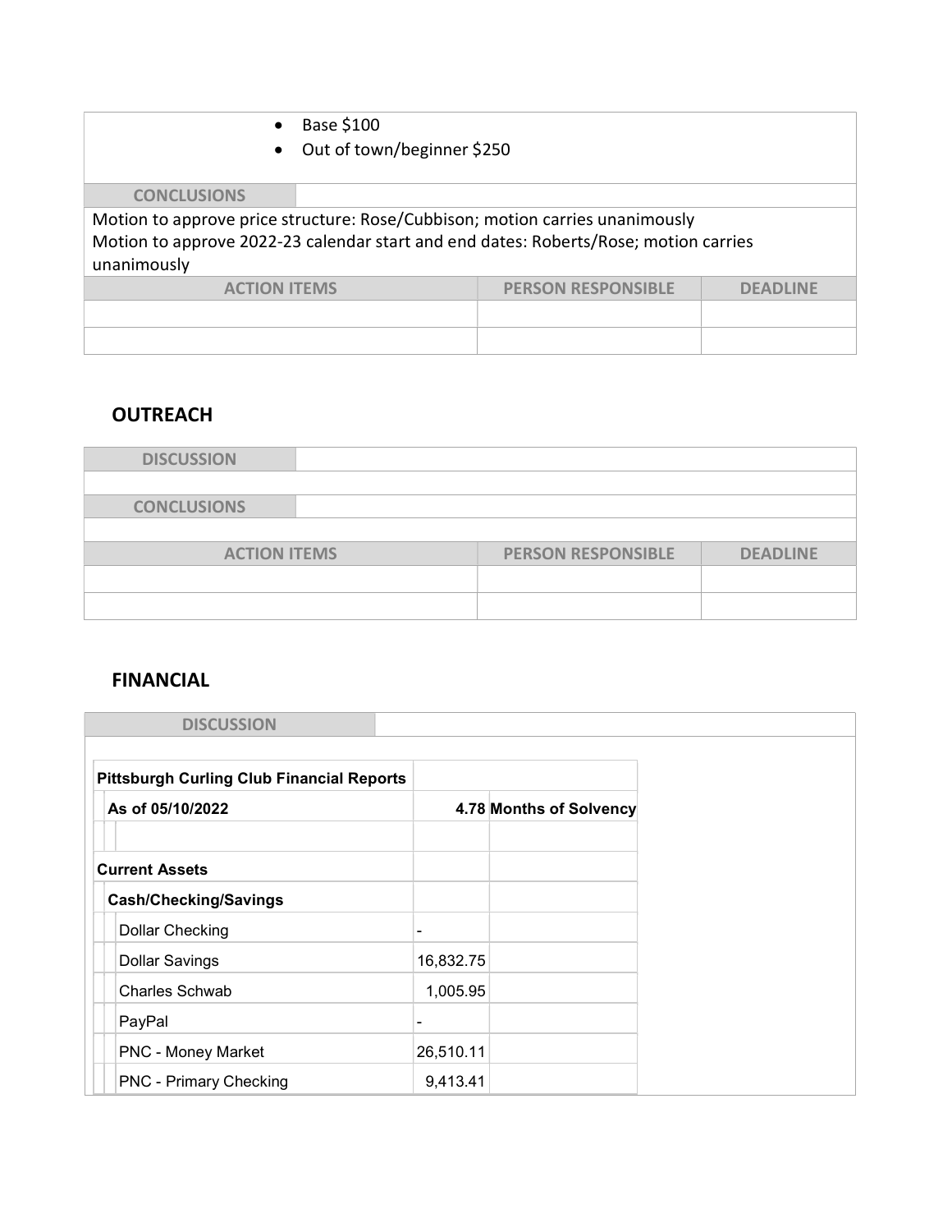- Base $100
- Out of town/beginner $250

| CONCLUSIONS | |
|---|---|

Motion to approve price structure: Rose/Cubbison; motion carries unanimously
Motion to approve 2022-23 calendar start and end dates: Roberts/Rose; motion carries unanimously

| ACTION ITEMS | PERSON RESPONSIBLE | DEADLINE |
|---|---|---|
| | | |
| | | |

## OUTREACH

| DISCUSSION | |
|---|---|
| | |

| CONCLUSIONS | |
|---|---|
| | |

| ACTION ITEMS | PERSON RESPONSIBLE | DEADLINE |
|---|---|---|
| | | |
| | | |

## FINANCIAL

| DISCUSSION | |
|---|---|

| Pittsburgh Curling Club Financial Reports | | |
|---|---|---|
| As of 05/10/2022 | 4.78 | Months of Solvency |
| | | |
| Current Assets | | |
| Cash/Checking/Savings | | |
| Dollar Checking | - | |
| Dollar Savings | 16,832.75 | |
| Charles Schwab | 1,005.95 | |
| PayPal | - | |
| PNC - Money Market | 26,510.11 | |
| PNC - Primary Checking | 9,413.41 | |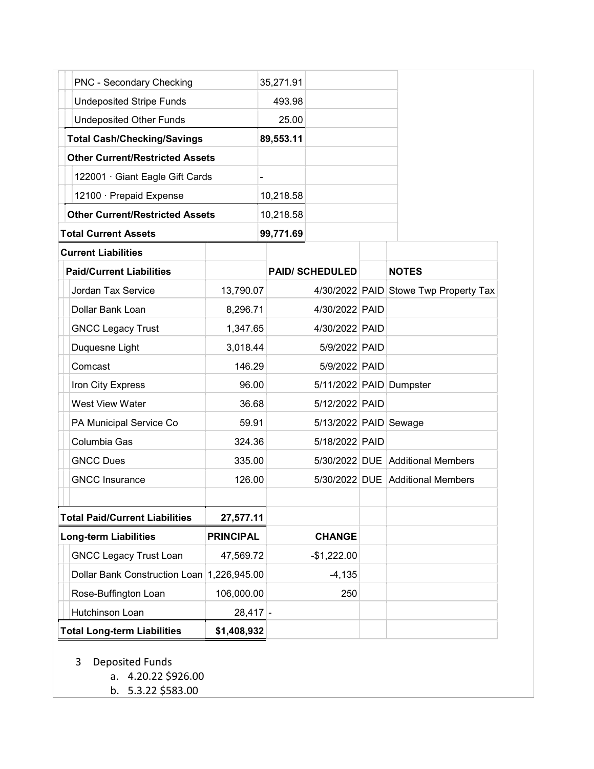| | | | | |
|---|---|---|---|---|
| PNC - Secondary Checking | 35,271.91 | | | |
| Undeposited Stripe Funds | 493.98 | | | |
| Undeposited Other Funds | 25.00 | | | |
| **Total Cash/Checking/Savings** | **89,553.11** | | | |
| **Other Current/Restricted Assets** | | | | |
| 122001 · Giant Eagle Gift Cards | - | | | |
| 12100 · Prepaid Expense | 10,218.58 | | | |
| **Other Current/Restricted Assets** | 10,218.58 | | | |
| **Total Current Assets** | **99,771.69** | | | |

| | | | | |
|---|---|---|---|---|
| **Current Liabilities** | | | | |
| **Paid/Current Liabilities** | | **PAID/ SCHEDULED** | | **NOTES** |
| Jordan Tax Service | 13,790.07 | 4/30/2022 | PAID | Stowe Twp Property Tax |
| Dollar Bank Loan | 8,296.71 | 4/30/2022 | PAID | |
| GNCC Legacy Trust | 1,347.65 | 4/30/2022 | PAID | |
| Duquesne Light | 3,018.44 | 5/9/2022 | PAID | |
| Comcast | 146.29 | 5/9/2022 | PAID | |
| Iron City Express | 96.00 | 5/11/2022 | PAID | Dumpster |
| West View Water | 36.68 | 5/12/2022 | PAID | |
| PA Municipal Service Co | 59.91 | 5/13/2022 | PAID | Sewage |
| Columbia Gas | 324.36 | 5/18/2022 | PAID | |
| GNCC Dues | 335.00 | 5/30/2022 | DUE | Additional Members |
| GNCC Insurance | 126.00 | 5/30/2022 | DUE | Additional Members |
| | | | | |
| **Total Paid/Current Liabilities** | **27,577.11** | | | |
| **Long-term Liabilities** | **PRINCIPAL** | **CHANGE** | | |
| GNCC Legacy Trust Loan | 47,569.72 | -$1,222.00 | | |
| Dollar Bank Construction Loan | 1,226,945.00 | -4,135 | | |
| Rose-Buffington Loan | 106,000.00 | 250 | | |
| Hutchinson Loan | 28,417 | - | | |
| **Total Long-term Liabilities** | **$1,408,932** | | | |

3. Deposited Funds
   a. 4.20.22 $926.00
   b. 5.3.22 $583.00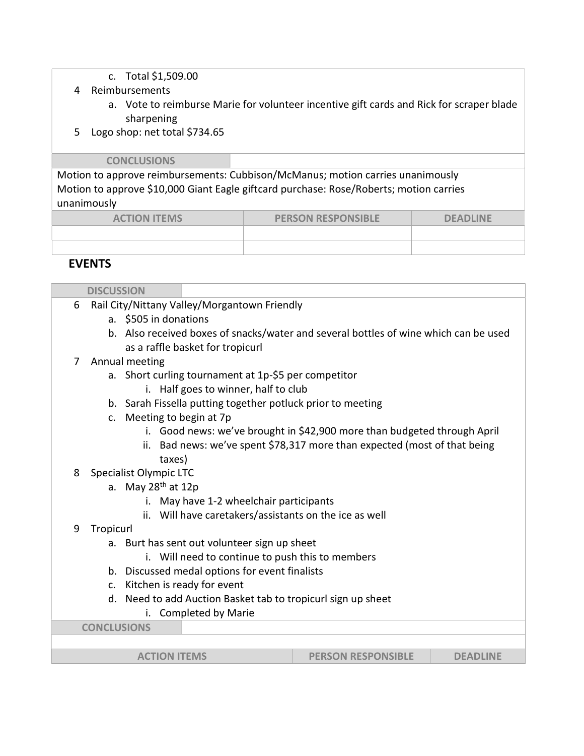c. Total $1,509.00

4 Reimbursements
   a. Vote to reimburse Marie for volunteer incentive gift cards and Rick for scraper blade sharpening

5 Logo shop: net total $734.65

**CONCLUSIONS**

Motion to approve reimbursements: Cubbison/McManus; motion carries unanimously
Motion to approve $10,000 Giant Eagle giftcard purchase: Rose/Roberts; motion carries unanimously

| ACTION ITEMS | PERSON RESPONSIBLE | DEADLINE |
| --- | --- | --- |
| | | |
| | | |

## EVENTS

**DISCUSSION**

6 Rail City/Nittany Valley/Morgantown Friendly
   a. $505 in donations
   b. Also received boxes of snacks/water and several bottles of wine which can be used as a raffle basket for tropicurl

7 Annual meeting
   a. Short curling tournament at 1p-$5 per competitor
      i. Half goes to winner, half to club
   b. Sarah Fissella putting together potluck prior to meeting
   c. Meeting to begin at 7p
      i. Good news: we've brought in $42,900 more than budgeted through April
      ii. Bad news: we've spent $78,317 more than expected (most of that being taxes)

8 Specialist Olympic LTC
   a. May 28th at 12p
      i. May have 1-2 wheelchair participants
      ii. Will have caretakers/assistants on the ice as well

9 Tropicurl
   a. Burt has sent out volunteer sign up sheet
      i. Will need to continue to push this to members
   b. Discussed medal options for event finalists
   c. Kitchen is ready for event
   d. Need to add Auction Basket tab to tropicurl sign up sheet
      i. Completed by Marie

**CONCLUSIONS**

| ACTION ITEMS | PERSON RESPONSIBLE | DEADLINE |
| --- | --- | --- |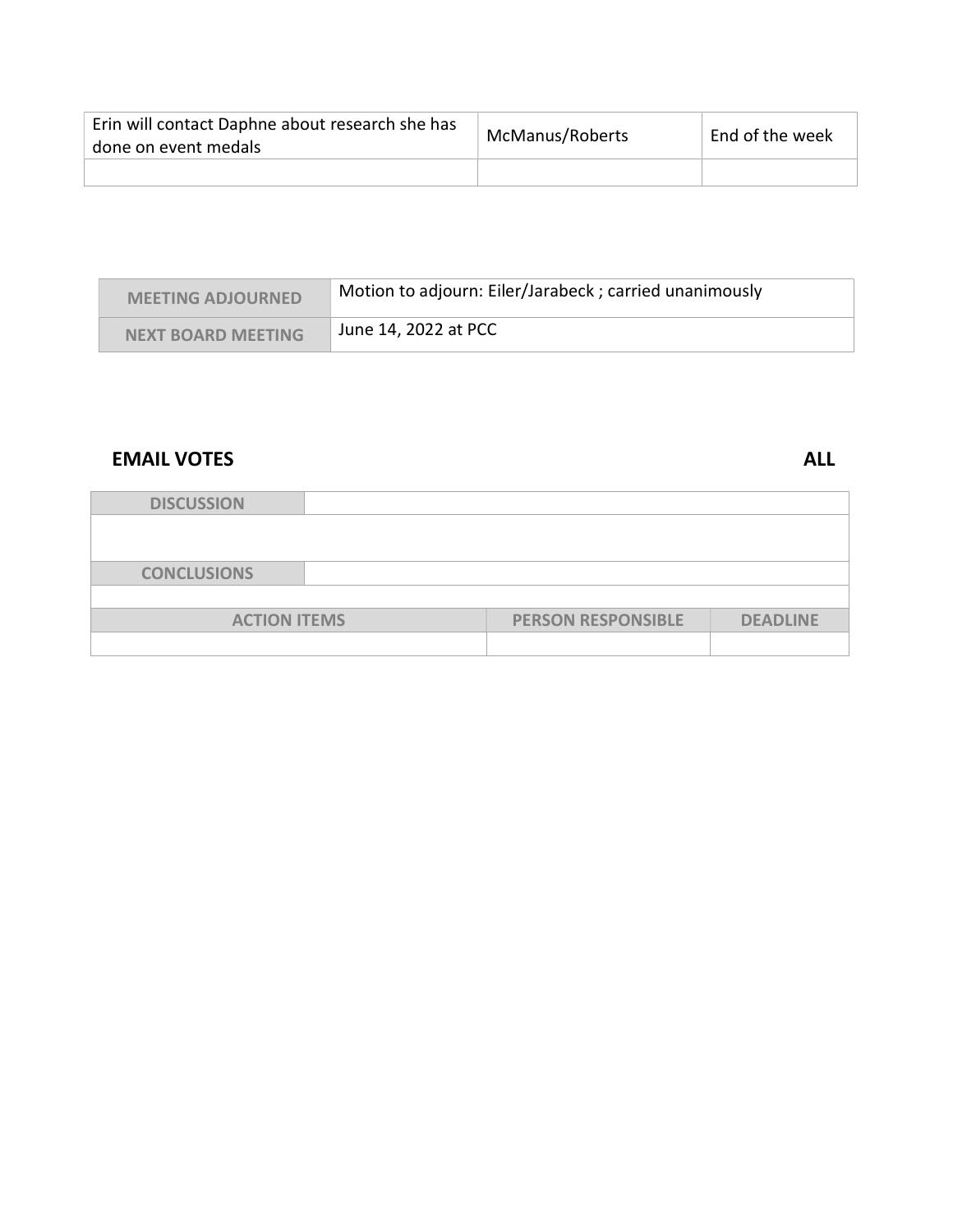| | | |
|---|---|---|
| Erin will contact Daphne about research she has done on event medals | McManus/Roberts | End of the week |
| | | |

| | |
|---|---|
| **MEETING ADJOURNED** | Motion to adjourn: Eiler/Jarabeck ; carried unanimously |
| **NEXT BOARD MEETING** | June 14, 2022 at PCC |

## EMAIL VOTES — ALL

| | |
|---|---|
| **DISCUSSION** | |
| | |
| **CONCLUSIONS** | |
| | |

| ACTION ITEMS | PERSON RESPONSIBLE | DEADLINE |
|---|---|---|
| | | |